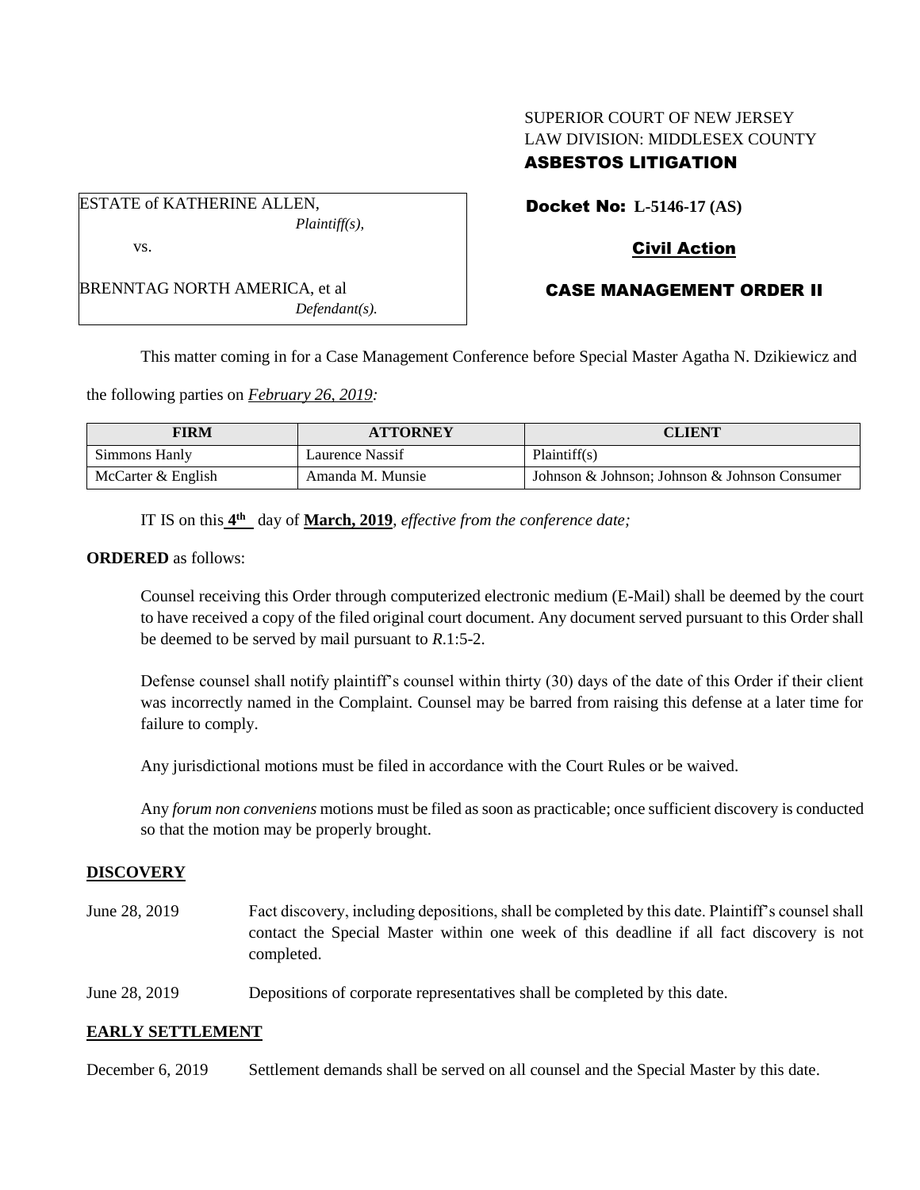SUPERIOR COURT OF NEW JERSEY
LAW DIVISION: MIDDLESEX COUNTY
**ASBESTOS LITIGATION**

| ESTATE of KATHERINE ALLEN, *Plaintiff(s),* vs. BRENNTAG NORTH AMERICA, et al *Defendant(s).* |
|---|

**Docket No: L-5146-17 (AS)**

**Civil Action**

**CASE MANAGEMENT ORDER II**

This matter coming in for a Case Management Conference before Special Master Agatha N. Dzikiewicz and the following parties on ***February 26, 2019:***

| FIRM | ATTORNEY | CLIENT |
|---|---|---|
| Simmons Hanly | Laurence Nassif | Plaintiff(s) |
| McCarter & English | Amanda M. Munsie | Johnson & Johnson; Johnson & Johnson Consumer |

IT IS on this **4th** day of **March, 2019**, *effective from the conference date;*

**ORDERED** as follows:

Counsel receiving this Order through computerized electronic medium (E-Mail) shall be deemed by the court to have received a copy of the filed original court document. Any document served pursuant to this Order shall be deemed to be served by mail pursuant to *R*.1:5-2.

Defense counsel shall notify plaintiff's counsel within thirty (30) days of the date of this Order if their client was incorrectly named in the Complaint. Counsel may be barred from raising this defense at a later time for failure to comply.

Any jurisdictional motions must be filed in accordance with the Court Rules or be waived.

Any *forum non conveniens* motions must be filed as soon as practicable; once sufficient discovery is conducted so that the motion may be properly brought.

**DISCOVERY**

June 28, 2019 Fact discovery, including depositions, shall be completed by this date. Plaintiff's counsel shall contact the Special Master within one week of this deadline if all fact discovery is not completed.

June 28, 2019 Depositions of corporate representatives shall be completed by this date.

**EARLY SETTLEMENT**

December 6, 2019 Settlement demands shall be served on all counsel and the Special Master by this date.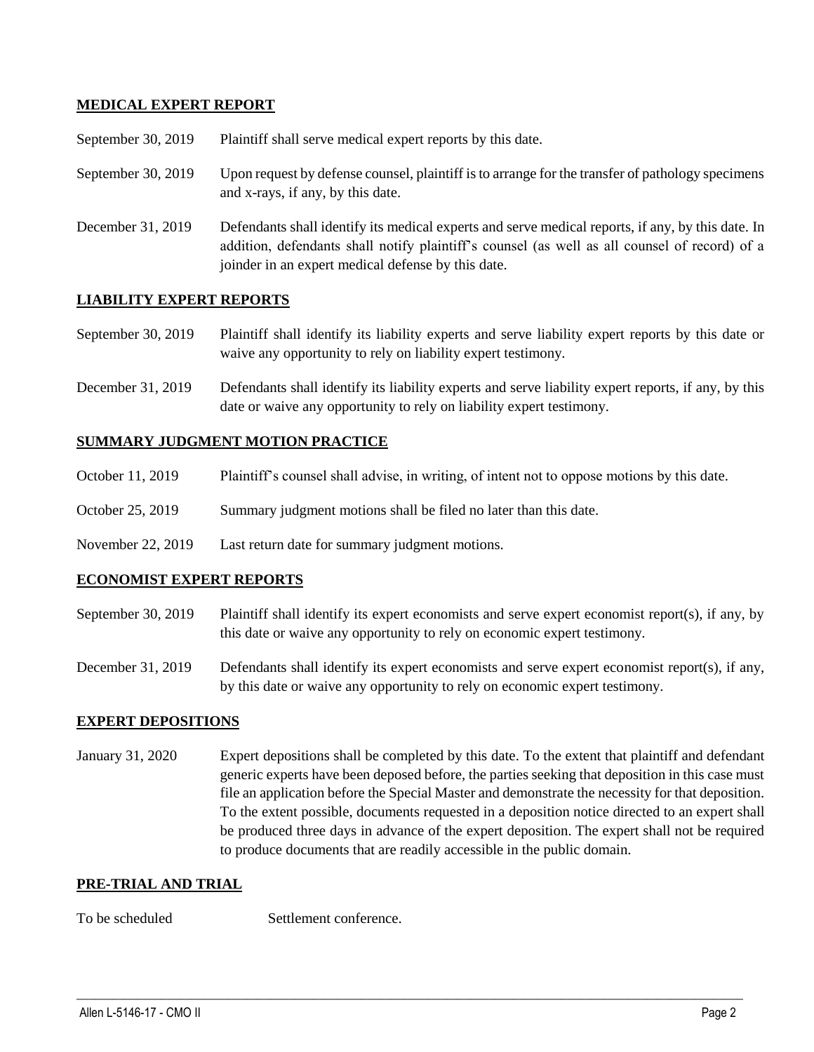## MEDICAL EXPERT REPORT

| | |
|---|---|
| September 30, 2019 | Plaintiff shall serve medical expert reports by this date. |
| September 30, 2019 | Upon request by defense counsel, plaintiff is to arrange for the transfer of pathology specimens and x-rays, if any, by this date. |
| December 31, 2019 | Defendants shall identify its medical experts and serve medical reports, if any, by this date. In addition, defendants shall notify plaintiff's counsel (as well as all counsel of record) of a joinder in an expert medical defense by this date. |

## LIABILITY EXPERT REPORTS

| | |
|---|---|
| September 30, 2019 | Plaintiff shall identify its liability experts and serve liability expert reports by this date or waive any opportunity to rely on liability expert testimony. |
| December 31, 2019 | Defendants shall identify its liability experts and serve liability expert reports, if any, by this date or waive any opportunity to rely on liability expert testimony. |

## SUMMARY JUDGMENT MOTION PRACTICE

| | |
|---|---|
| October 11, 2019 | Plaintiff's counsel shall advise, in writing, of intent not to oppose motions by this date. |
| October 25, 2019 | Summary judgment motions shall be filed no later than this date. |
| November 22, 2019 | Last return date for summary judgment motions. |

## ECONOMIST EXPERT REPORTS

| | |
|---|---|
| September 30, 2019 | Plaintiff shall identify its expert economists and serve expert economist report(s), if any, by this date or waive any opportunity to rely on economic expert testimony. |
| December 31, 2019 | Defendants shall identify its expert economists and serve expert economist report(s), if any, by this date or waive any opportunity to rely on economic expert testimony. |

## EXPERT DEPOSITIONS

| | |
|---|---|
| January 31, 2020 | Expert depositions shall be completed by this date. To the extent that plaintiff and defendant generic experts have been deposed before, the parties seeking that deposition in this case must file an application before the Special Master and demonstrate the necessity for that deposition. To the extent possible, documents requested in a deposition notice directed to an expert shall be produced three days in advance of the expert deposition. The expert shall not be required to produce documents that are readily accessible in the public domain. |

## PRE-TRIAL AND TRIAL

| | |
|---|---|
| To be scheduled | Settlement conference. |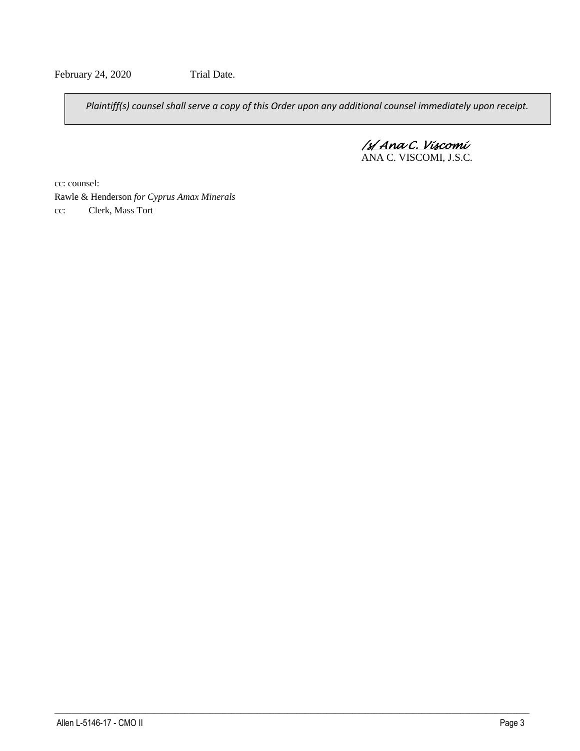February 24, 2020 Trial Date.

*Plaintiff(s) counsel shall serve a copy of this Order upon any additional counsel immediately upon receipt.*

*/s/ Ana C. Viscomi*
ANA C. VISCOMI, J.S.C.

cc: counsel:
Rawle & Henderson *for Cyprus Amax Minerals*
cc: Clerk, Mass Tort